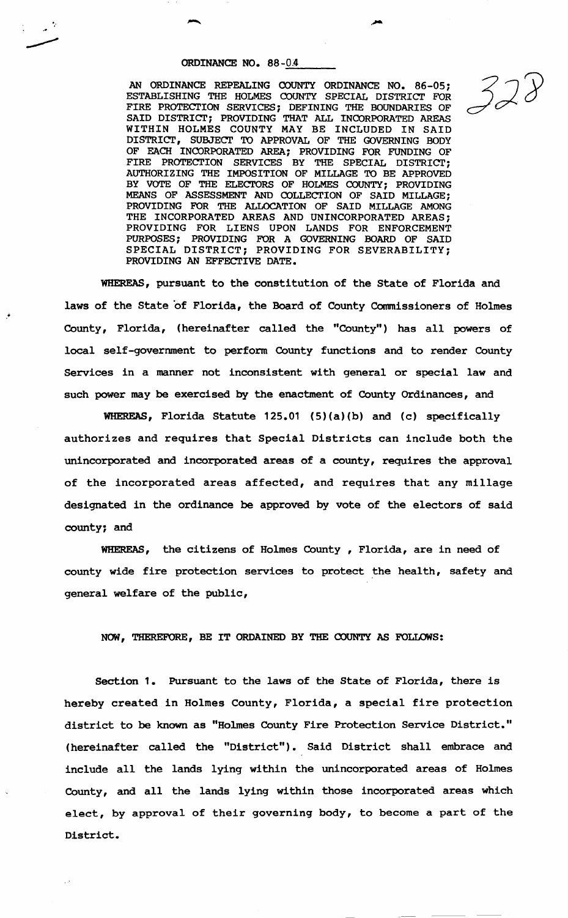# ORDINANCE NO. 88-04

AN ORDINANCE REPEALING COUNTY ORDINANCE NO. 86-05; ESTABLISHING THE HOLMES COUNTY SPECIAL DISTRICT FOR FIRE PROTECTION SERVICES; DEFINING THE BOUNDARIES OF SAID DISTRICT; PROVIDING THAT ALL INCORPORATED AREAS WITHIN HOLMES COUNTY MAY BE INCLUDED IN SAID DISTRICT, SUBJECT TO APPROVAL OF THE GOVERNING BODY OF EACH INCORPORATED AREA; PROVIDING FOR FUNDING OF FIRE PROTECTION SERVICES BY THE SPECIAL DISTRICT; AUTHORIZING THE IMPOSITION OF MILLAGE TO BE APPROVED BY VOTE OF THE ELECTORS OF HOLMES COUNTY; PROVIDING MEANS OF ASSESSMENT AND COLLECTION OF SAID MILLAGE; PROVIDING FOR THE ALLOCATION OF SAID MILLAGE AMONG THE INCORPORATED AREAS AND UNINCORPORATED AREAS; PROVIDING FOR LIENS UPON LANDS FOR ENFORCEMENT PURPOSES; PROVIDING FOR A GOVERNING BOARD OF SAID SPECIAL DISTRICT; PROVIDING FOR SEVERABILITY; PROVIDING AN EFFECTIVE DATE.

**WHEREAS**, pursuant to the constitution of the State of Florida and laws of the State of Florida, the Board of County Commissioners of Holmes County, Florida, (hereinafter called the "County") has all powers of local self-government to perform County functions and to render County Services in a manner not inconsistent with general or special law and such power may be exercised by the enactment of County Ordinances, and

**WHEREAS**, Florida Statute 125.01 (5)(a)(b) and (c) specifically authorizes and requires that Special Districts can include both the unincorporated and incorporated areas of a county, requires the approval of the incorporated areas affected, and requires that any millage designated in the ordinance be approved by vote of the electors of said county; and

**WHEREAS**, the citizens of Holmes County , Florida, are in need of county wide fire protection services to protect the health, safety and general welfare of the public,

NOW, THEREFORE, BE IT ORDAINED BY THE COUNTY AS FOLLOWS:

Section 1. Pursuant to the laws of the State of Florida, there is hereby created in Holmes County, Florida, a special fire protection district to be known as "Holmes County Fire Protection Service District." (hereinafter called the "District"). Said District shall embrace and include all the lands lying within the unincorporated areas of Holmes County, and all the lands lying within those incorporated areas which elect, by approval of their governing body, to become a part of the District.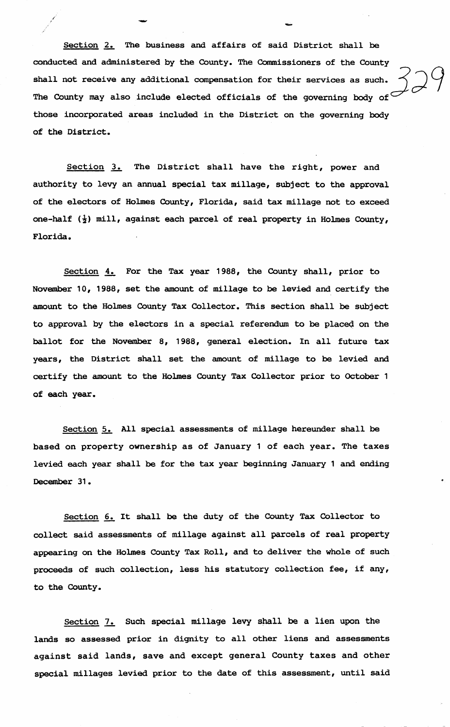Section 2. The business and affairs of said District shall be conducted and administered by the County. The Commissioners of the County shall not receive any additional compensation for their services as such. The County may also include elected officials of the governing body of those incorporated areas included in the District on the governing body of the District.

Section 3. The District shall have the right, power and authority to levy an annual special tax millage, subject to the approval of the electors of Holmes County, Florida, said tax millage not to exceed one-half ($\frac{1}{2}$) mill, against each parcel of real property in Holmes County, Florida.

Section 4. For the Tax year 1988, the County shall, prior to November 10, 1988, set the amount of millage to be levied and certify the amount to the Holmes County Tax Collector. This section shall be subject to approval by the electors in a special referendum to be placed on the ballot for the November 8, 1988, general election. In all future tax years, the District shall set the amount of millage to be levied and certify the amount to the Holmes County Tax Collector prior to October 1 of each year.

Section 5. All special assessments of millage hereunder shall be based on property ownership as of January 1 of each year. The taxes levied each year shall be for the tax year beginning January 1 and ending December 31.

Section 6. It shall be the duty of the County Tax Collector to collect said assessments of millage against all parcels of real property appearing on the Holmes County Tax Roll, and to deliver the whole of such proceeds of such collection, less his statutory collection fee, if any, to the County.

Section 7. Such special millage levy shall be a lien upon the lands so assessed prior in dignity to all other liens and assessments against said lands, save and except general County taxes and other special millages levied prior to the date of this assessment, until said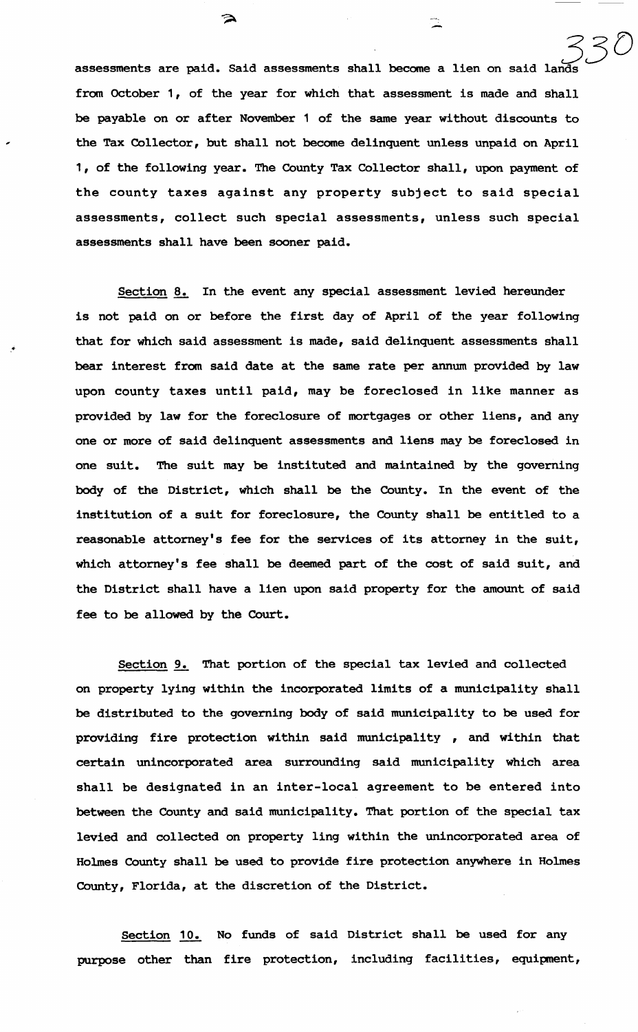assessments are paid. Said assessments shall become a lien on said lands from October 1, of the year for which that assessment is made and shall be payable on or after November 1 of the same year without discounts to the Tax Collector, but shall not become delinquent unless unpaid on April 1, of the following year. The County Tax Collector shall, upon payment of the county taxes against any property subject to said special assessments, collect such special assessments, unless such special assessments shall have been sooner paid.

Section 8. In the event any special assessment levied hereunder is not paid on or before the first day of April of the year following that for which said assessment is made, said delinquent assessments shall bear interest from said date at the same rate per annum provided by law upon county taxes until paid, may be foreclosed in like manner as provided by law for the foreclosure of mortgages or other liens, and any one or more of said delinquent assessments and liens may be foreclosed in one suit. The suit may be instituted and maintained by the governing body of the District, which shall be the County. In the event of the institution of a suit for foreclosure, the County shall be entitled to a reasonable attorney's fee for the services of its attorney in the suit, which attorney's fee shall be deemed part of the cost of said suit, and the District shall have a lien upon said property for the amount of said fee to be allowed by the Court.

Section 9. That portion of the special tax levied and collected on property lying within the incorporated limits of a municipality shall be distributed to the governing body of said municipality to be used for providing fire protection within said municipality , and within that certain unincorporated area surrounding said municipality which area shall be designated in an inter-local agreement to be entered into between the County and said municipality. That portion of the special tax levied and collected on property ling within the unincorporated area of Holmes County shall be used to provide fire protection anywhere in Holmes County, Florida, at the discretion of the District.

Section 10. No funds of said District shall be used for any purpose other than fire protection, including facilities, equipment,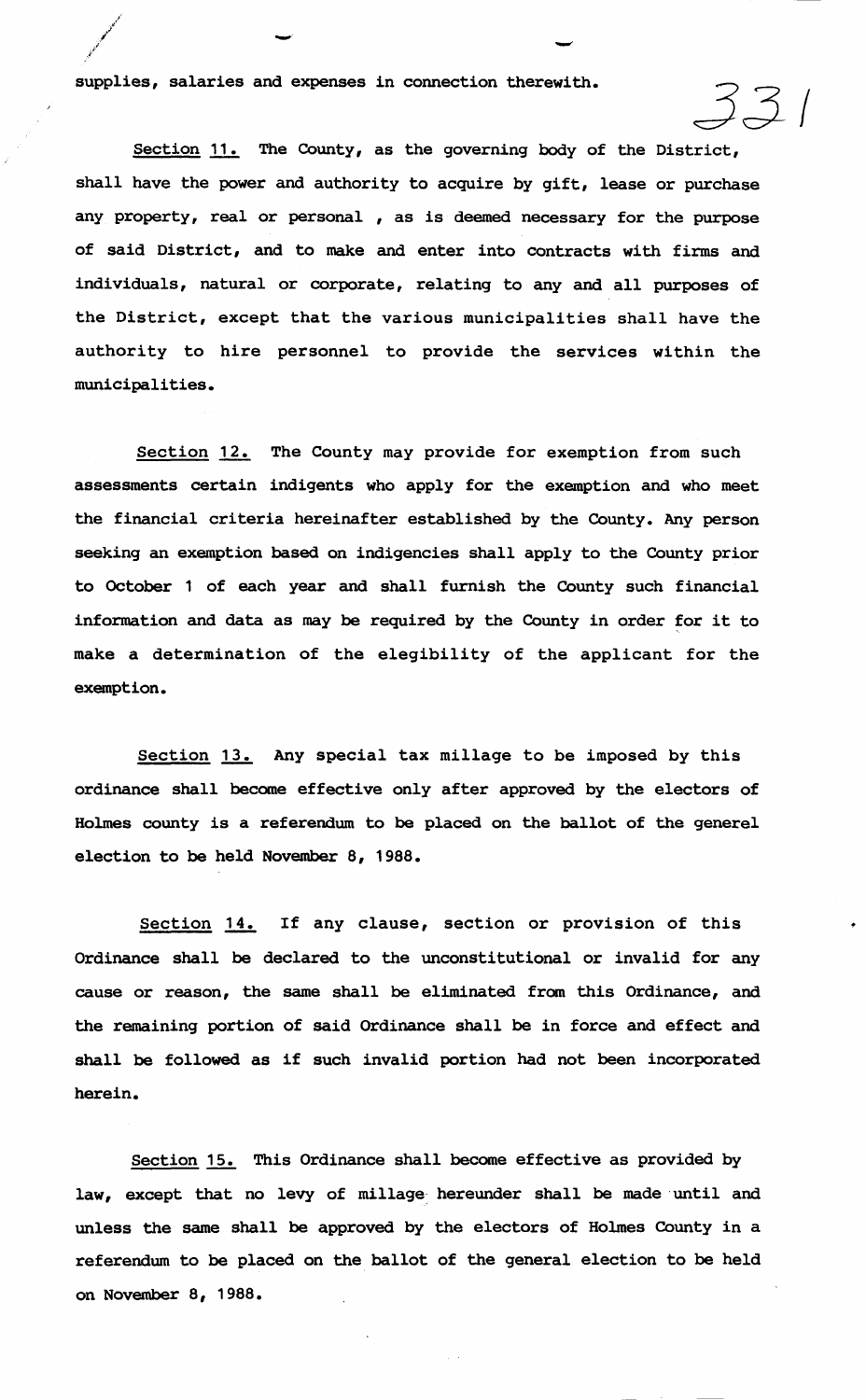supplies, salaries and expenses in connection therewith.

<u>Section 11.</u> The County, as the governing body of the District, shall have the power and authority to acquire by gift, lease or purchase any property, real or personal , as is deemed necessary for the purpose of said District, and to make and enter into contracts with firms and individuals, natural or corporate, relating to any and all purposes of the District, except that the various municipalities shall have the authority to hire personnel to provide the services within the municipalities.

<u>Section 12.</u> The County may provide for exemption from such assessments certain indigents who apply for the exemption and who meet the financial criteria hereinafter established by the County. Any person seeking an exemption based on indigencies shall apply to the County prior to October 1 of each year and shall furnish the County such financial information and data as may be required by the County in order for it to make a determination of the elegibility of the applicant for the exemption.

<u>Section 13.</u> Any special tax millage to be imposed by this ordinance shall become effective only after approved by the electors of Holmes county is a referendum to be placed on the ballot of the generel election to be held November 8, 1988.

<u>Section 14.</u> If any clause, section or provision of this Ordinance shall be declared to the unconstitutional or invalid for any cause or reason, the same shall be eliminated from this Ordinance, and the remaining portion of said Ordinance shall be in force and effect and shall be followed as if such invalid portion had not been incorporated herein.

<u>Section 15.</u> This Ordinance shall become effective as provided by law, except that no levy of millage hereunder shall be made until and unless the same shall be approved by the electors of Holmes County in a referendum to be placed on the ballot of the general election to be held on November 8, 1988.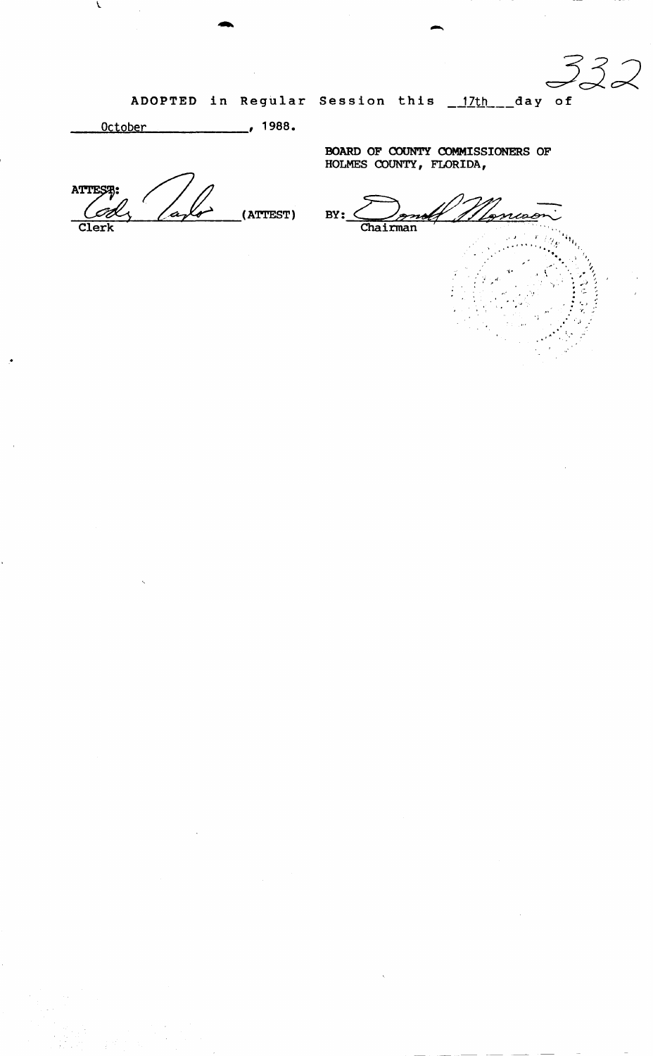ADOPTED in Regular Session this __17th__ day of

__October__, 1988.

BOARD OF COUNTY COMMISSIONERS OF HOLMES COUNTY, FLORIDA,

ATTEST:

_Cody Taylor_ (ATTEST)
Clerk

BY: _Donald Morrison_
Chairman